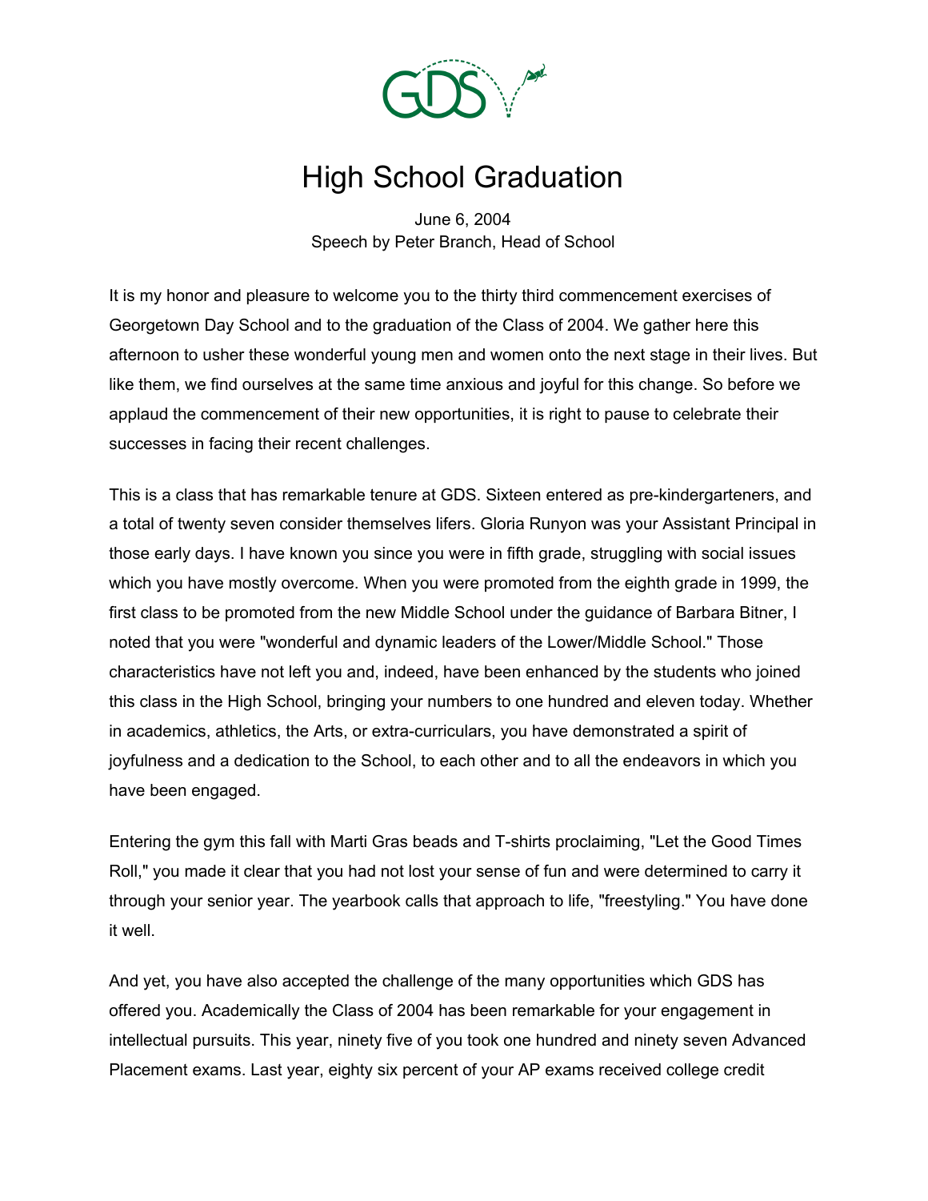# High School Graduation

June 6, 2004
Speech by Peter Branch, Head of School

It is my honor and pleasure to welcome you to the thirty third commencement exercises of Georgetown Day School and to the graduation of the Class of 2004. We gather here this afternoon to usher these wonderful young men and women onto the next stage in their lives. But like them, we find ourselves at the same time anxious and joyful for this change. So before we applaud the commencement of their new opportunities, it is right to pause to celebrate their successes in facing their recent challenges.

This is a class that has remarkable tenure at GDS. Sixteen entered as pre-kindergarteners, and a total of twenty seven consider themselves lifers. Gloria Runyon was your Assistant Principal in those early days. I have known you since you were in fifth grade, struggling with social issues which you have mostly overcome. When you were promoted from the eighth grade in 1999, the first class to be promoted from the new Middle School under the guidance of Barbara Bitner, I noted that you were "wonderful and dynamic leaders of the Lower/Middle School." Those characteristics have not left you and, indeed, have been enhanced by the students who joined this class in the High School, bringing your numbers to one hundred and eleven today. Whether in academics, athletics, the Arts, or extra-curriculars, you have demonstrated a spirit of joyfulness and a dedication to the School, to each other and to all the endeavors in which you have been engaged.

Entering the gym this fall with Marti Gras beads and T-shirts proclaiming, "Let the Good Times Roll," you made it clear that you had not lost your sense of fun and were determined to carry it through your senior year. The yearbook calls that approach to life, "freestyling." You have done it well.

And yet, you have also accepted the challenge of the many opportunities which GDS has offered you. Academically the Class of 2004 has been remarkable for your engagement in intellectual pursuits. This year, ninety five of you took one hundred and ninety seven Advanced Placement exams. Last year, eighty six percent of your AP exams received college credit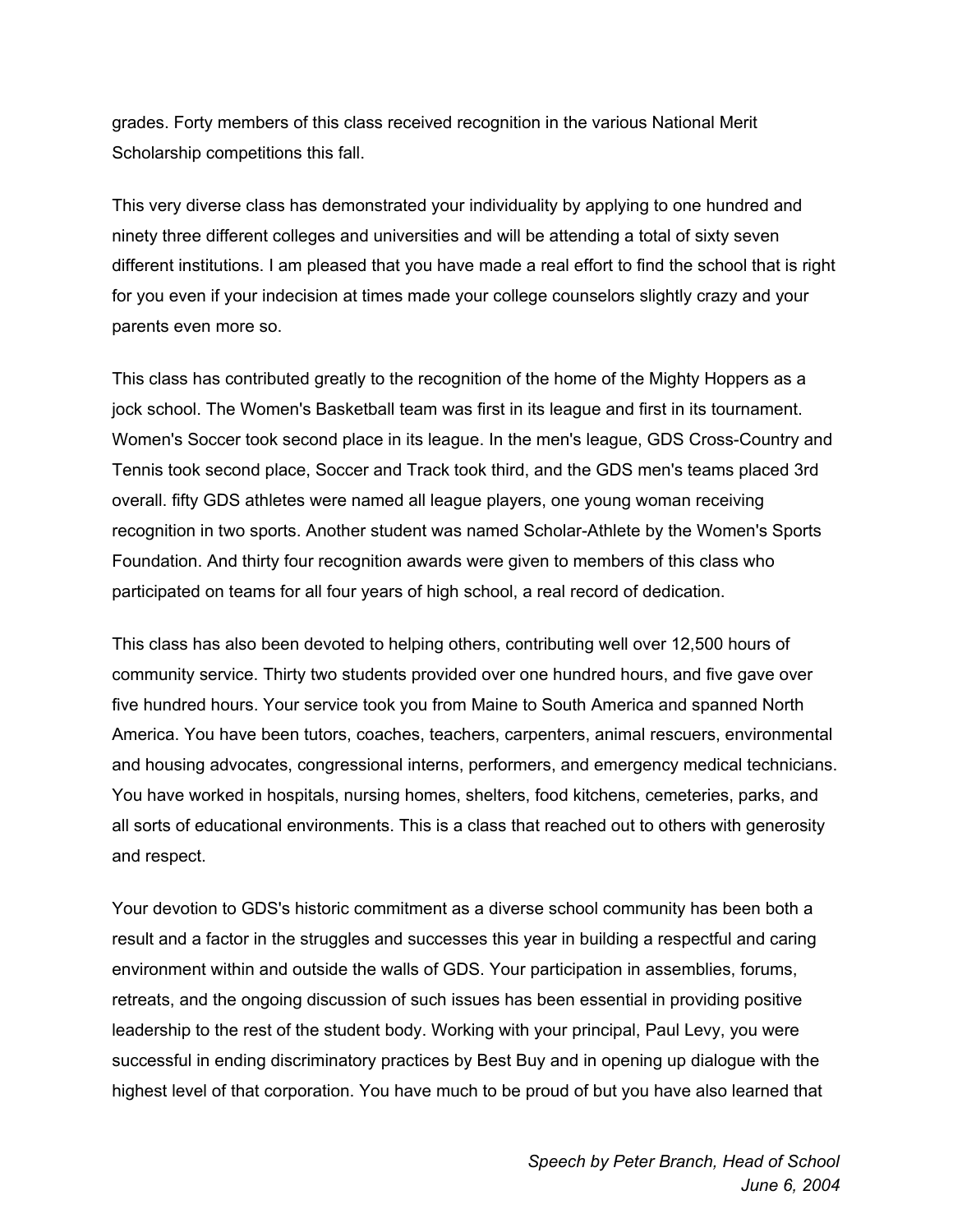grades. Forty members of this class received recognition in the various National Merit Scholarship competitions this fall.

This very diverse class has demonstrated your individuality by applying to one hundred and ninety three different colleges and universities and will be attending a total of sixty seven different institutions. I am pleased that you have made a real effort to find the school that is right for you even if your indecision at times made your college counselors slightly crazy and your parents even more so.

This class has contributed greatly to the recognition of the home of the Mighty Hoppers as a jock school. The Women's Basketball team was first in its league and first in its tournament. Women's Soccer took second place in its league. In the men's league, GDS Cross-Country and Tennis took second place, Soccer and Track took third, and the GDS men's teams placed 3rd overall. fifty GDS athletes were named all league players, one young woman receiving recognition in two sports. Another student was named Scholar-Athlete by the Women's Sports Foundation. And thirty four recognition awards were given to members of this class who participated on teams for all four years of high school, a real record of dedication.

This class has also been devoted to helping others, contributing well over 12,500 hours of community service. Thirty two students provided over one hundred hours, and five gave over five hundred hours. Your service took you from Maine to South America and spanned North America. You have been tutors, coaches, teachers, carpenters, animal rescuers, environmental and housing advocates, congressional interns, performers, and emergency medical technicians. You have worked in hospitals, nursing homes, shelters, food kitchens, cemeteries, parks, and all sorts of educational environments. This is a class that reached out to others with generosity and respect.

Your devotion to GDS's historic commitment as a diverse school community has been both a result and a factor in the struggles and successes this year in building a respectful and caring environment within and outside the walls of GDS. Your participation in assemblies, forums, retreats, and the ongoing discussion of such issues has been essential in providing positive leadership to the rest of the student body. Working with your principal, Paul Levy, you were successful in ending discriminatory practices by Best Buy and in opening up dialogue with the highest level of that corporation. You have much to be proud of but you have also learned that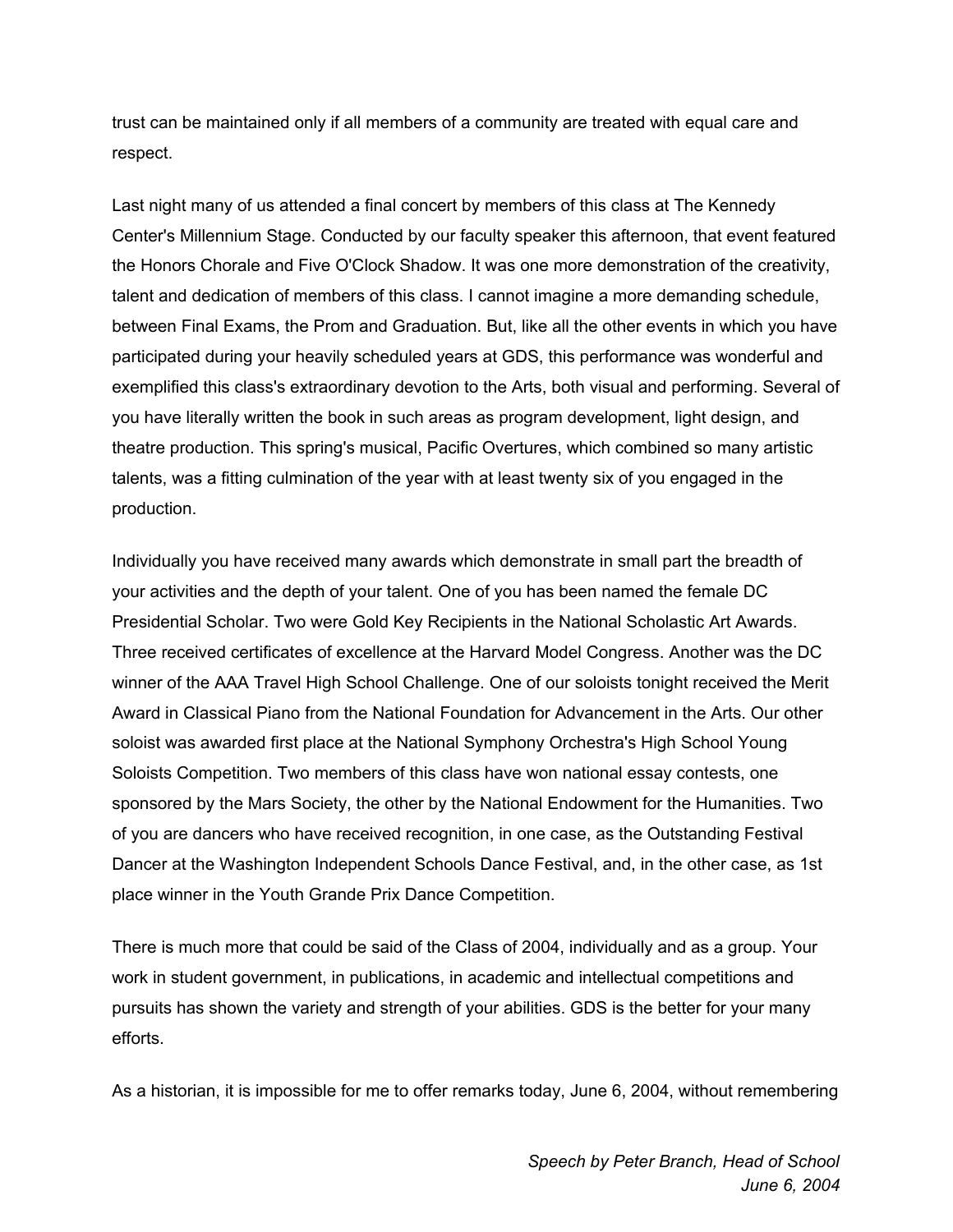trust can be maintained only if all members of a community are treated with equal care and respect.

Last night many of us attended a final concert by members of this class at The Kennedy Center's Millennium Stage. Conducted by our faculty speaker this afternoon, that event featured the Honors Chorale and Five O'Clock Shadow. It was one more demonstration of the creativity, talent and dedication of members of this class. I cannot imagine a more demanding schedule, between Final Exams, the Prom and Graduation. But, like all the other events in which you have participated during your heavily scheduled years at GDS, this performance was wonderful and exemplified this class's extraordinary devotion to the Arts, both visual and performing. Several of you have literally written the book in such areas as program development, light design, and theatre production. This spring's musical, Pacific Overtures, which combined so many artistic talents, was a fitting culmination of the year with at least twenty six of you engaged in the production.

Individually you have received many awards which demonstrate in small part the breadth of your activities and the depth of your talent. One of you has been named the female DC Presidential Scholar. Two were Gold Key Recipients in the National Scholastic Art Awards. Three received certificates of excellence at the Harvard Model Congress. Another was the DC winner of the AAA Travel High School Challenge. One of our soloists tonight received the Merit Award in Classical Piano from the National Foundation for Advancement in the Arts. Our other soloist was awarded first place at the National Symphony Orchestra's High School Young Soloists Competition. Two members of this class have won national essay contests, one sponsored by the Mars Society, the other by the National Endowment for the Humanities. Two of you are dancers who have received recognition, in one case, as the Outstanding Festival Dancer at the Washington Independent Schools Dance Festival, and, in the other case, as 1st place winner in the Youth Grande Prix Dance Competition.

There is much more that could be said of the Class of 2004, individually and as a group. Your work in student government, in publications, in academic and intellectual competitions and pursuits has shown the variety and strength of your abilities. GDS is the better for your many efforts.

As a historian, it is impossible for me to offer remarks today, June 6, 2004, without remembering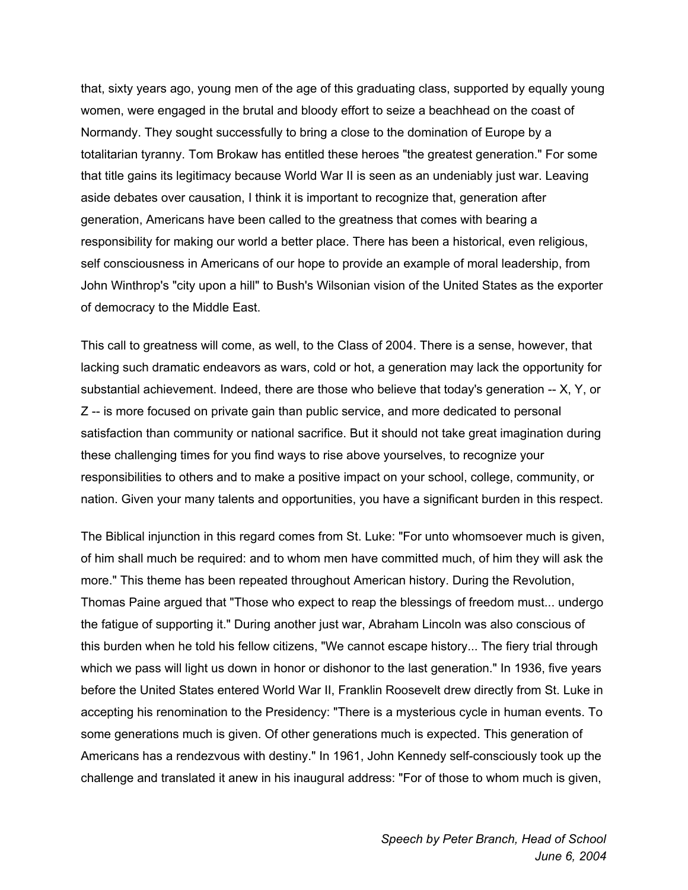that, sixty years ago, young men of the age of this graduating class, supported by equally young women, were engaged in the brutal and bloody effort to seize a beachhead on the coast of Normandy. They sought successfully to bring a close to the domination of Europe by a totalitarian tyranny. Tom Brokaw has entitled these heroes "the greatest generation." For some that title gains its legitimacy because World War II is seen as an undeniably just war. Leaving aside debates over causation, I think it is important to recognize that, generation after generation, Americans have been called to the greatness that comes with bearing a responsibility for making our world a better place. There has been a historical, even religious, self consciousness in Americans of our hope to provide an example of moral leadership, from John Winthrop's "city upon a hill" to Bush's Wilsonian vision of the United States as the exporter of democracy to the Middle East.

This call to greatness will come, as well, to the Class of 2004. There is a sense, however, that lacking such dramatic endeavors as wars, cold or hot, a generation may lack the opportunity for substantial achievement. Indeed, there are those who believe that today's generation -- X, Y, or Z -- is more focused on private gain than public service, and more dedicated to personal satisfaction than community or national sacrifice. But it should not take great imagination during these challenging times for you find ways to rise above yourselves, to recognize your responsibilities to others and to make a positive impact on your school, college, community, or nation. Given your many talents and opportunities, you have a significant burden in this respect.

The Biblical injunction in this regard comes from St. Luke: "For unto whomsoever much is given, of him shall much be required: and to whom men have committed much, of him they will ask the more." This theme has been repeated throughout American history. During the Revolution, Thomas Paine argued that "Those who expect to reap the blessings of freedom must... undergo the fatigue of supporting it." During another just war, Abraham Lincoln was also conscious of this burden when he told his fellow citizens, "We cannot escape history... The fiery trial through which we pass will light us down in honor or dishonor to the last generation." In 1936, five years before the United States entered World War II, Franklin Roosevelt drew directly from St. Luke in accepting his renomination to the Presidency: "There is a mysterious cycle in human events. To some generations much is given. Of other generations much is expected. This generation of Americans has a rendezvous with destiny." In 1961, John Kennedy self-consciously took up the challenge and translated it anew in his inaugural address: "For of those to whom much is given,

*Speech by Peter Branch, Head of School*
*June 6, 2004*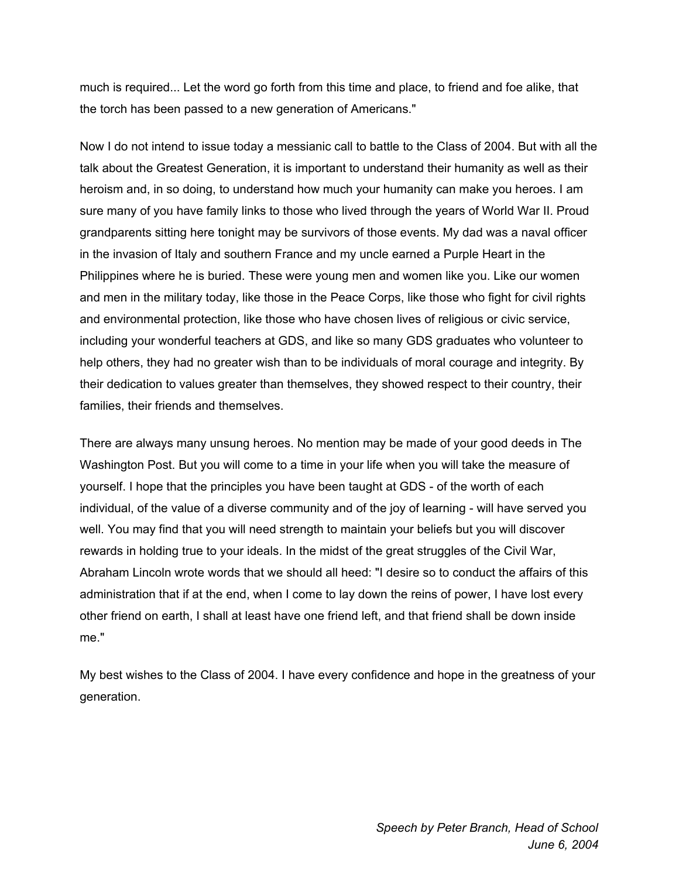much is required... Let the word go forth from this time and place, to friend and foe alike, that the torch has been passed to a new generation of Americans."

Now I do not intend to issue today a messianic call to battle to the Class of 2004. But with all the talk about the Greatest Generation, it is important to understand their humanity as well as their heroism and, in so doing, to understand how much your humanity can make you heroes. I am sure many of you have family links to those who lived through the years of World War II. Proud grandparents sitting here tonight may be survivors of those events. My dad was a naval officer in the invasion of Italy and southern France and my uncle earned a Purple Heart in the Philippines where he is buried. These were young men and women like you. Like our women and men in the military today, like those in the Peace Corps, like those who fight for civil rights and environmental protection, like those who have chosen lives of religious or civic service, including your wonderful teachers at GDS, and like so many GDS graduates who volunteer to help others, they had no greater wish than to be individuals of moral courage and integrity. By their dedication to values greater than themselves, they showed respect to their country, their families, their friends and themselves.

There are always many unsung heroes. No mention may be made of your good deeds in The Washington Post. But you will come to a time in your life when you will take the measure of yourself. I hope that the principles you have been taught at GDS - of the worth of each individual, of the value of a diverse community and of the joy of learning - will have served you well. You may find that you will need strength to maintain your beliefs but you will discover rewards in holding true to your ideals. In the midst of the great struggles of the Civil War, Abraham Lincoln wrote words that we should all heed: "I desire so to conduct the affairs of this administration that if at the end, when I come to lay down the reins of power, I have lost every other friend on earth, I shall at least have one friend left, and that friend shall be down inside me."

My best wishes to the Class of 2004. I have every confidence and hope in the greatness of your generation.

*Speech by Peter Branch, Head of School*
*June 6, 2004*